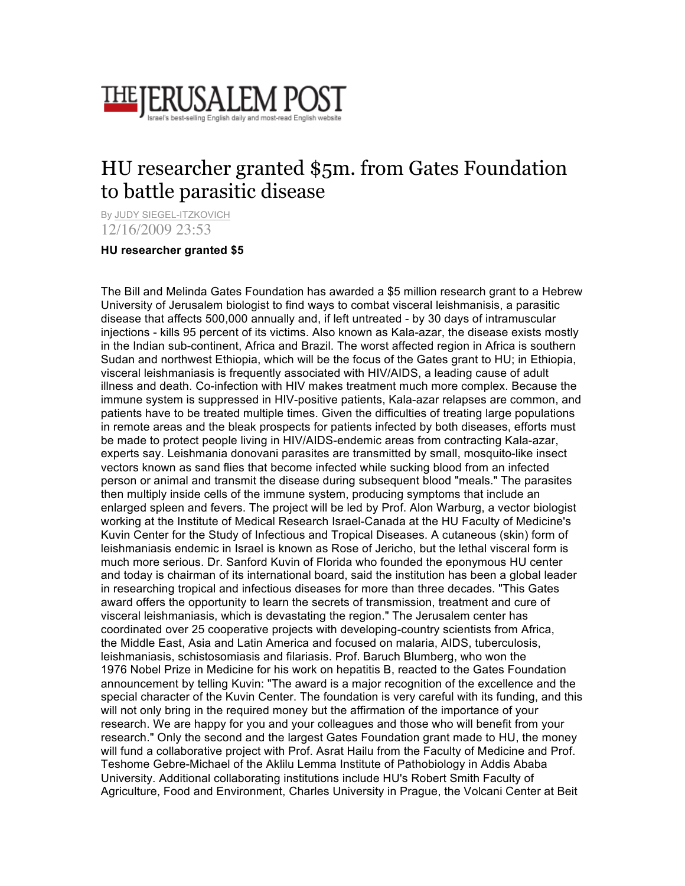THE JERUSALEM POST
Israel's best-selling English daily and most-read English website

# HU researcher granted $5m. from Gates Foundation to battle parasitic disease

By JUDY SIEGEL-ITZKOVICH
12/16/2009 23:53

**HU researcher granted $5**

The Bill and Melinda Gates Foundation has awarded a $5 million research grant to a Hebrew University of Jerusalem biologist to find ways to combat visceral leishmanisis, a parasitic disease that affects 500,000 annually and, if left untreated - by 30 days of intramuscular injections - kills 95 percent of its victims. Also known as Kala-azar, the disease exists mostly in the Indian sub-continent, Africa and Brazil. The worst affected region in Africa is southern Sudan and northwest Ethiopia, which will be the focus of the Gates grant to HU; in Ethiopia, visceral leishmaniasis is frequently associated with HIV/AIDS, a leading cause of adult illness and death. Co-infection with HIV makes treatment much more complex. Because the immune system is suppressed in HIV-positive patients, Kala-azar relapses are common, and patients have to be treated multiple times. Given the difficulties of treating large populations in remote areas and the bleak prospects for patients infected by both diseases, efforts must be made to protect people living in HIV/AIDS-endemic areas from contracting Kala-azar, experts say. Leishmania donovani parasites are transmitted by small, mosquito-like insect vectors known as sand flies that become infected while sucking blood from an infected person or animal and transmit the disease during subsequent blood "meals." The parasites then multiply inside cells of the immune system, producing symptoms that include an enlarged spleen and fevers. The project will be led by Prof. Alon Warburg, a vector biologist working at the Institute of Medical Research Israel-Canada at the HU Faculty of Medicine's Kuvin Center for the Study of Infectious and Tropical Diseases. A cutaneous (skin) form of leishmaniasis endemic in Israel is known as Rose of Jericho, but the lethal visceral form is much more serious. Dr. Sanford Kuvin of Florida who founded the eponymous HU center and today is chairman of its international board, said the institution has been a global leader in researching tropical and infectious diseases for more than three decades. "This Gates award offers the opportunity to learn the secrets of transmission, treatment and cure of visceral leishmaniasis, which is devastating the region." The Jerusalem center has coordinated over 25 cooperative projects with developing-country scientists from Africa, the Middle East, Asia and Latin America and focused on malaria, AIDS, tuberculosis, leishmaniasis, schistosomiasis and filariasis. Prof. Baruch Blumberg, who won the 1976 Nobel Prize in Medicine for his work on hepatitis B, reacted to the Gates Foundation announcement by telling Kuvin: "The award is a major recognition of the excellence and the special character of the Kuvin Center. The foundation is very careful with its funding, and this will not only bring in the required money but the affirmation of the importance of your research. We are happy for you and your colleagues and those who will benefit from your research." Only the second and the largest Gates Foundation grant made to HU, the money will fund a collaborative project with Prof. Asrat Hailu from the Faculty of Medicine and Prof. Teshome Gebre-Michael of the Aklilu Lemma Institute of Pathobiology in Addis Ababa University. Additional collaborating institutions include HU's Robert Smith Faculty of Agriculture, Food and Environment, Charles University in Prague, the Volcani Center at Beit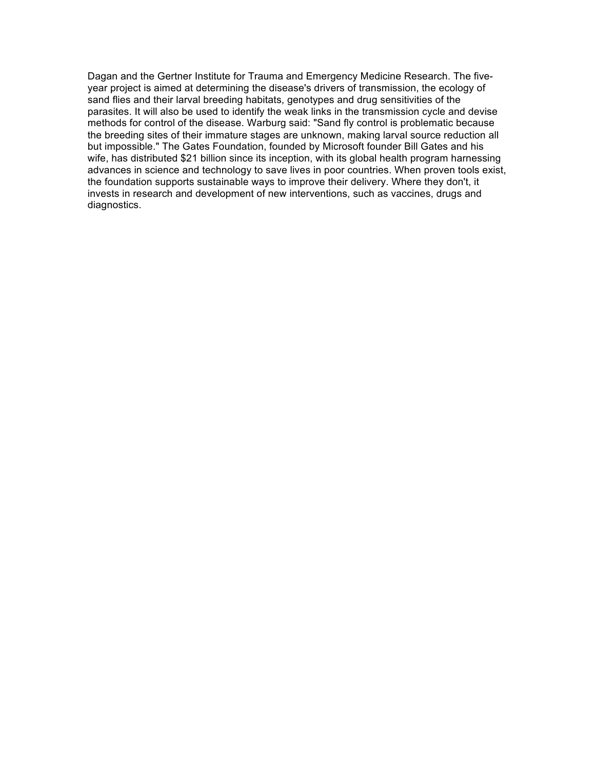Dagan and the Gertner Institute for Trauma and Emergency Medicine Research. The five-year project is aimed at determining the disease's drivers of transmission, the ecology of sand flies and their larval breeding habitats, genotypes and drug sensitivities of the parasites. It will also be used to identify the weak links in the transmission cycle and devise methods for control of the disease. Warburg said: "Sand fly control is problematic because the breeding sites of their immature stages are unknown, making larval source reduction all but impossible." The Gates Foundation, founded by Microsoft founder Bill Gates and his wife, has distributed $21 billion since its inception, with its global health program harnessing advances in science and technology to save lives in poor countries. When proven tools exist, the foundation supports sustainable ways to improve their delivery. Where they don't, it invests in research and development of new interventions, such as vaccines, drugs and diagnostics.